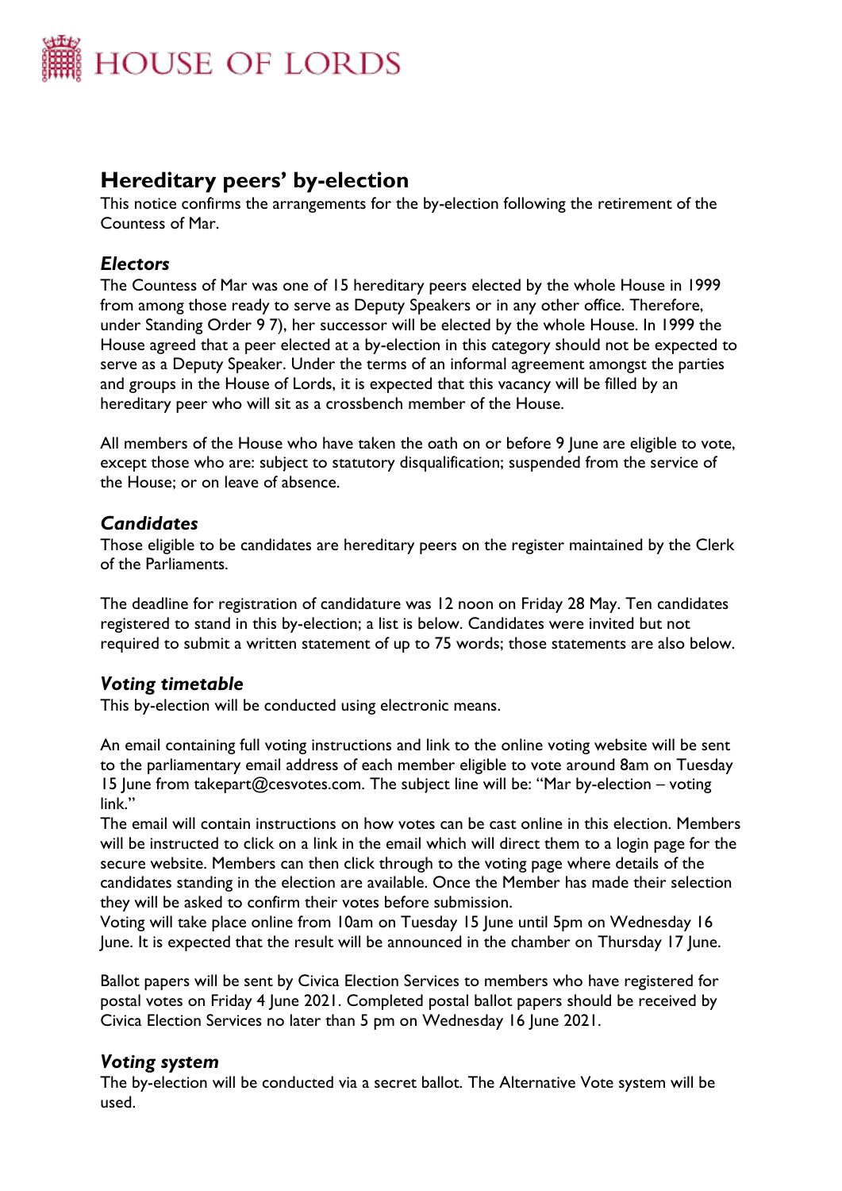# HOUSE OF LORDS

## Hereditary peers' by-election

This notice confirms the arrangements for the by-election following the retirement of the Countess of Mar.

### *Electors*

The Countess of Mar was one of 15 hereditary peers elected by the whole House in 1999 from among those ready to serve as Deputy Speakers or in any other office. Therefore, under Standing Order 9 7), her successor will be elected by the whole House. In 1999 the House agreed that a peer elected at a by-election in this category should not be expected to serve as a Deputy Speaker. Under the terms of an informal agreement amongst the parties and groups in the House of Lords, it is expected that this vacancy will be filled by an hereditary peer who will sit as a crossbench member of the House.

All members of the House who have taken the oath on or before 9 June are eligible to vote, except those who are: subject to statutory disqualification; suspended from the service of the House; or on leave of absence.

### *Candidates*

Those eligible to be candidates are hereditary peers on the register maintained by the Clerk of the Parliaments.

The deadline for registration of candidature was 12 noon on Friday 28 May. Ten candidates registered to stand in this by-election; a list is below. Candidates were invited but not required to submit a written statement of up to 75 words; those statements are also below.

### *Voting timetable*

This by-election will be conducted using electronic means.

An email containing full voting instructions and link to the online voting website will be sent to the parliamentary email address of each member eligible to vote around 8am on Tuesday 15 June from takepart@cesvotes.com. The subject line will be: "Mar by-election – voting link."

The email will contain instructions on how votes can be cast online in this election. Members will be instructed to click on a link in the email which will direct them to a login page for the secure website. Members can then click through to the voting page where details of the candidates standing in the election are available. Once the Member has made their selection they will be asked to confirm their votes before submission.

Voting will take place online from 10am on Tuesday 15 June until 5pm on Wednesday 16 June. It is expected that the result will be announced in the chamber on Thursday 17 June.

Ballot papers will be sent by Civica Election Services to members who have registered for postal votes on Friday 4 June 2021. Completed postal ballot papers should be received by Civica Election Services no later than 5 pm on Wednesday 16 June 2021.

### *Voting system*

The by-election will be conducted via a secret ballot. The Alternative Vote system will be used.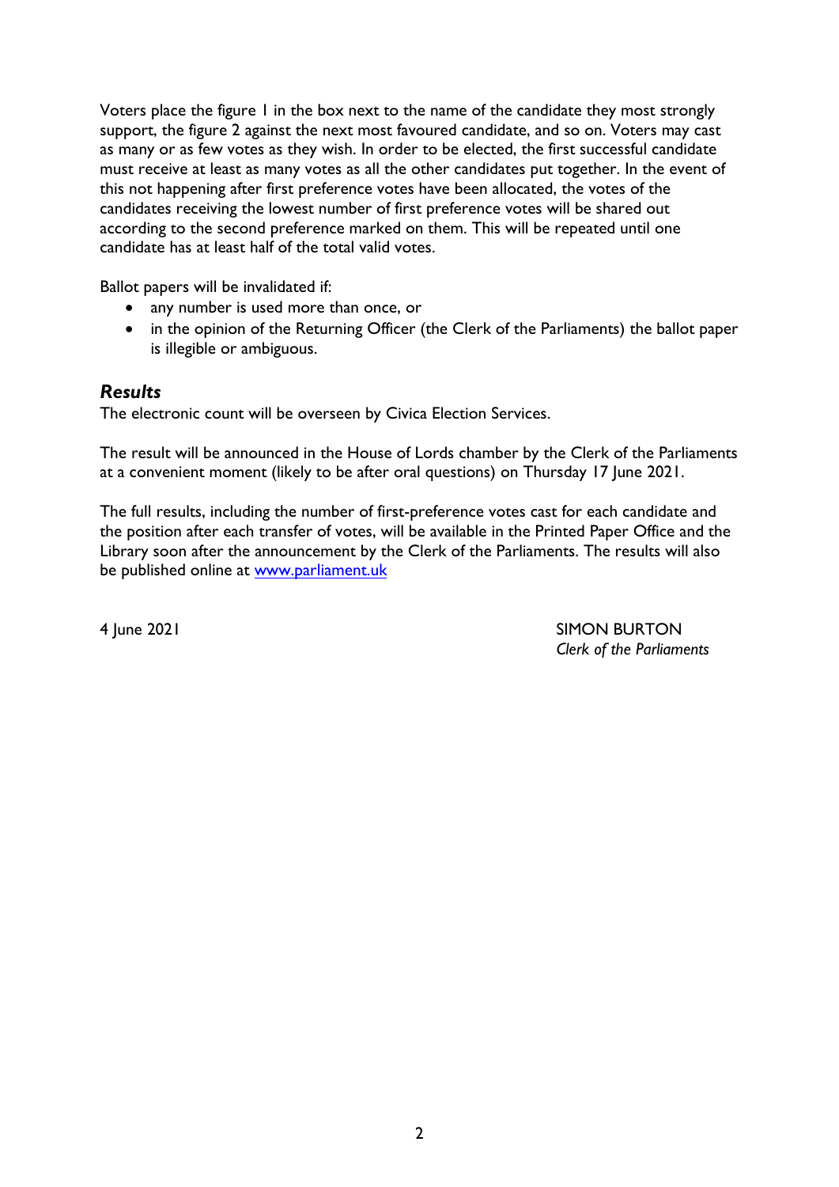Voters place the figure 1 in the box next to the name of the candidate they most strongly support, the figure 2 against the next most favoured candidate, and so on. Voters may cast as many or as few votes as they wish. In order to be elected, the first successful candidate must receive at least as many votes as all the other candidates put together. In the event of this not happening after first preference votes have been allocated, the votes of the candidates receiving the lowest number of first preference votes will be shared out according to the second preference marked on them. This will be repeated until one candidate has at least half of the total valid votes.

Ballot papers will be invalidated if:

- any number is used more than once, or
- in the opinion of the Returning Officer (the Clerk of the Parliaments) the ballot paper is illegible or ambiguous.

## *Results*

The electronic count will be overseen by Civica Election Services.

The result will be announced in the House of Lords chamber by the Clerk of the Parliaments at a convenient moment (likely to be after oral questions) on Thursday 17 June 2021.

The full results, including the number of first-preference votes cast for each candidate and the position after each transfer of votes, will be available in the Printed Paper Office and the Library soon after the announcement by the Clerk of the Parliaments. The results will also be published online at [www.parliament.uk](http://www.parliament.uk)

4 June 2021

SIMON BURTON
*Clerk of the Parliaments*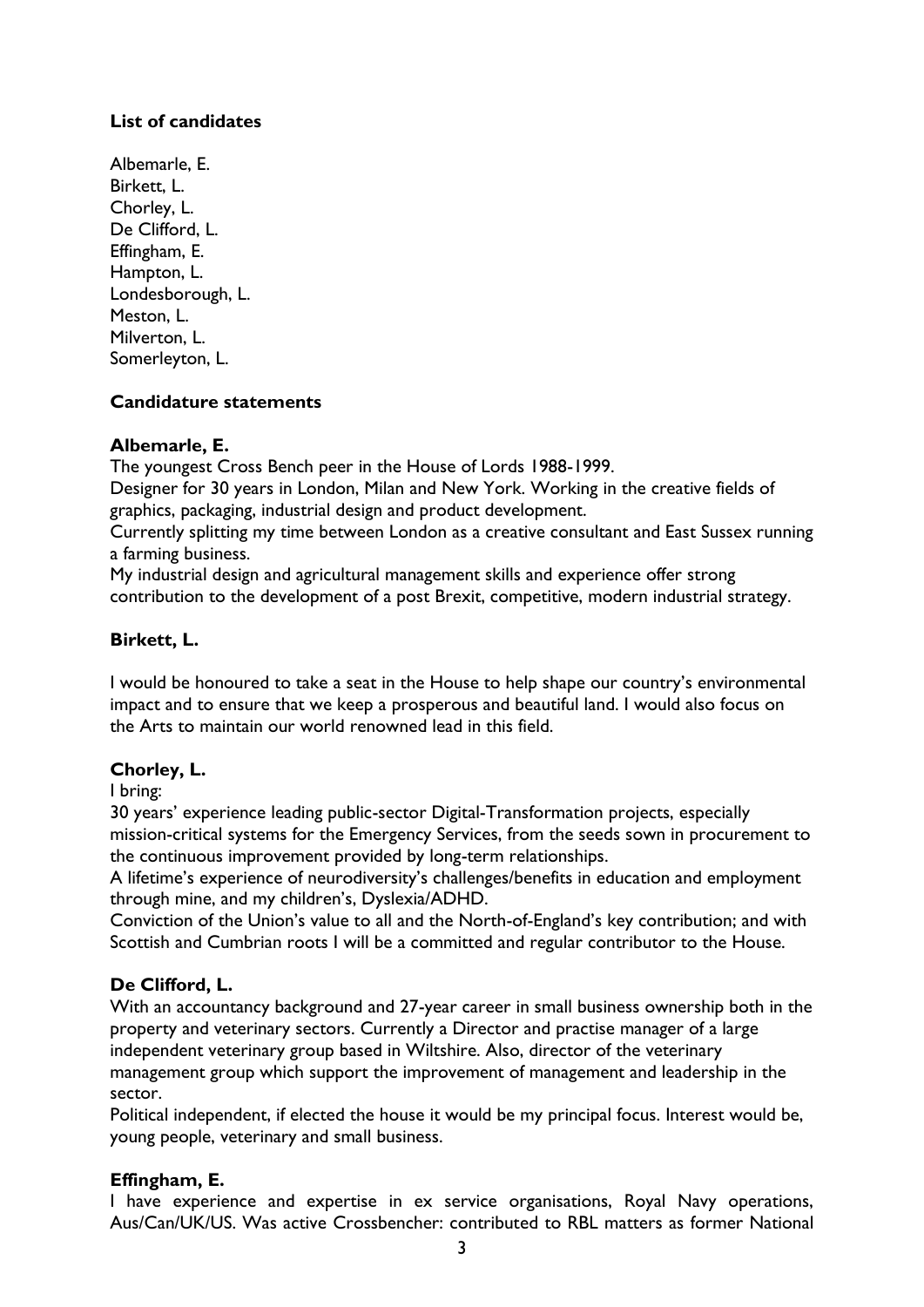**List of candidates**

Albemarle, E.
Birkett, L.
Chorley, L.
De Clifford, L.
Effingham, E.
Hampton, L.
Londesborough, L.
Meston, L.
Milverton, L.
Somerleyton, L.

**Candidature statements**

**Albemarle, E.**

The youngest Cross Bench peer in the House of Lords 1988-1999.
Designer for 30 years in London, Milan and New York. Working in the creative fields of graphics, packaging, industrial design and product development.
Currently splitting my time between London as a creative consultant and East Sussex running a farming business.
My industrial design and agricultural management skills and experience offer strong contribution to the development of a post Brexit, competitive, modern industrial strategy.

**Birkett, L.**

I would be honoured to take a seat in the House to help shape our country's environmental impact and to ensure that we keep a prosperous and beautiful land. I would also focus on the Arts to maintain our world renowned lead in this field.

**Chorley, L.**

I bring:
30 years' experience leading public-sector Digital-Transformation projects, especially mission-critical systems for the Emergency Services, from the seeds sown in procurement to the continuous improvement provided by long-term relationships.
A lifetime's experience of neurodiversity's challenges/benefits in education and employment through mine, and my children's, Dyslexia/ADHD.
Conviction of the Union's value to all and the North-of-England's key contribution; and with Scottish and Cumbrian roots I will be a committed and regular contributor to the House.

**De Clifford, L.**

With an accountancy background and 27-year career in small business ownership both in the property and veterinary sectors. Currently a Director and practise manager of a large independent veterinary group based in Wiltshire. Also, director of the veterinary management group which support the improvement of management and leadership in the sector.
Political independent, if elected the house it would be my principal focus. Interest would be, young people, veterinary and small business.

**Effingham, E.**

I have experience and expertise in ex service organisations, Royal Navy operations, Aus/Can/UK/US. Was active Crossbencher: contributed to RBL matters as former National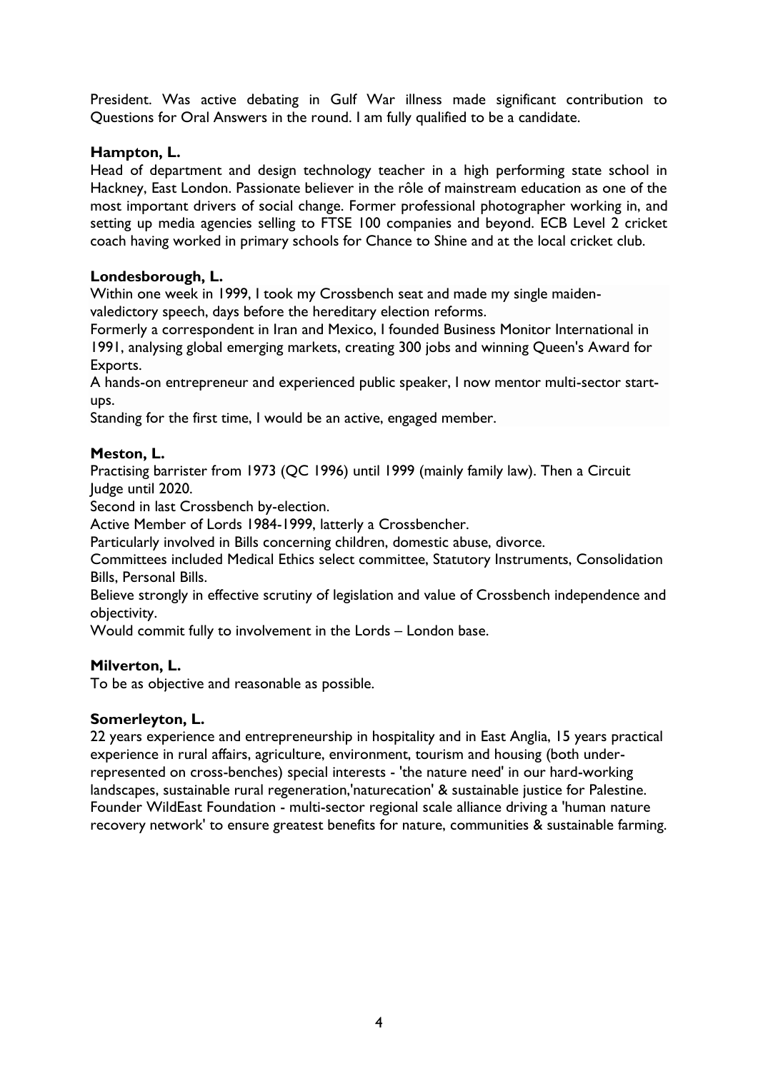President. Was active debating in Gulf War illness made significant contribution to Questions for Oral Answers in the round. I am fully qualified to be a candidate.

**Hampton, L.**

Head of department and design technology teacher in a high performing state school in Hackney, East London. Passionate believer in the rôle of mainstream education as one of the most important drivers of social change. Former professional photographer working in, and setting up media agencies selling to FTSE 100 companies and beyond. ECB Level 2 cricket coach having worked in primary schools for Chance to Shine and at the local cricket club.

**Londesborough, L.**

Within one week in 1999, I took my Crossbench seat and made my single maiden-valedictory speech, days before the hereditary election reforms.

Formerly a correspondent in Iran and Mexico, I founded Business Monitor International in 1991, analysing global emerging markets, creating 300 jobs and winning Queen's Award for Exports.

A hands-on entrepreneur and experienced public speaker, I now mentor multi-sector start-ups.

Standing for the first time, I would be an active, engaged member.

**Meston, L.**

Practising barrister from 1973 (QC 1996) until 1999 (mainly family law). Then a Circuit Judge until 2020.

Second in last Crossbench by-election.

Active Member of Lords 1984-1999, latterly a Crossbencher.

Particularly involved in Bills concerning children, domestic abuse, divorce.

Committees included Medical Ethics select committee, Statutory Instruments, Consolidation Bills, Personal Bills.

Believe strongly in effective scrutiny of legislation and value of Crossbench independence and objectivity.

Would commit fully to involvement in the Lords – London base.

**Milverton, L.**

To be as objective and reasonable as possible.

**Somerleyton, L.**

22 years experience and entrepreneurship in hospitality and in East Anglia, 15 years practical experience in rural affairs, agriculture, environment, tourism and housing (both under-represented on cross-benches) special interests - 'the nature need' in our hard-working landscapes, sustainable rural regeneration,'naturecation' & sustainable justice for Palestine. Founder WildEast Foundation - multi-sector regional scale alliance driving a 'human nature recovery network' to ensure greatest benefits for nature, communities & sustainable farming.